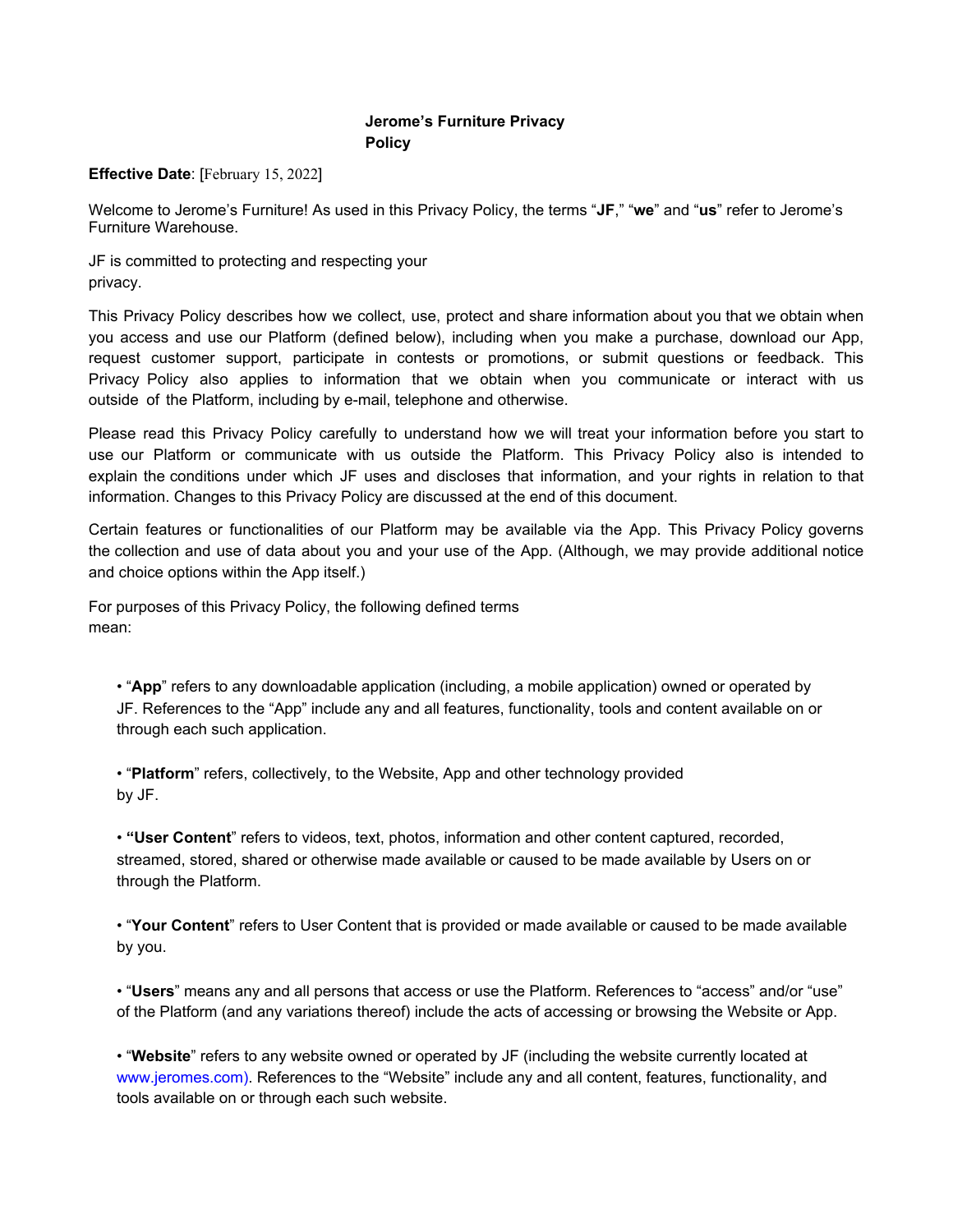# Jerome's Furniture Privacy Policy

**Effective Date**: [February 15, 2022]

Welcome to Jerome's Furniture! As used in this Privacy Policy, the terms "**JF**," "**we**" and "**us**" refer to Jerome's Furniture Warehouse.

JF is committed to protecting and respecting your privacy.

This Privacy Policy describes how we collect, use, protect and share information about you that we obtain when you access and use our Platform (defined below), including when you make a purchase, download our App, request customer support, participate in contests or promotions, or submit questions or feedback. This Privacy Policy also applies to information that we obtain when you communicate or interact with us outside of the Platform, including by e-mail, telephone and otherwise.

Please read this Privacy Policy carefully to understand how we will treat your information before you start to use our Platform or communicate with us outside the Platform. This Privacy Policy also is intended to explain the conditions under which JF uses and discloses that information, and your rights in relation to that information. Changes to this Privacy Policy are discussed at the end of this document.

Certain features or functionalities of our Platform may be available via the App. This Privacy Policy governs the collection and use of data about you and your use of the App. (Although, we may provide additional notice and choice options within the App itself.)

For purposes of this Privacy Policy, the following defined terms mean:

- "**App**" refers to any downloadable application (including, a mobile application) owned or operated by JF. References to the "App" include any and all features, functionality, tools and content available on or through each such application.
- "**Platform**" refers, collectively, to the Website, App and other technology provided by JF.
- **"User Content**" refers to videos, text, photos, information and other content captured, recorded, streamed, stored, shared or otherwise made available or caused to be made available by Users on or through the Platform.
- "**Your Content**" refers to User Content that is provided or made available or caused to be made available by you.
- "**Users**" means any and all persons that access or use the Platform. References to "access" and/or "use" of the Platform (and any variations thereof) include the acts of accessing or browsing the Website or App.
- "**Website**" refers to any website owned or operated by JF (including the website currently located at www.jeromes.com). References to the "Website" include any and all content, features, functionality, and tools available on or through each such website.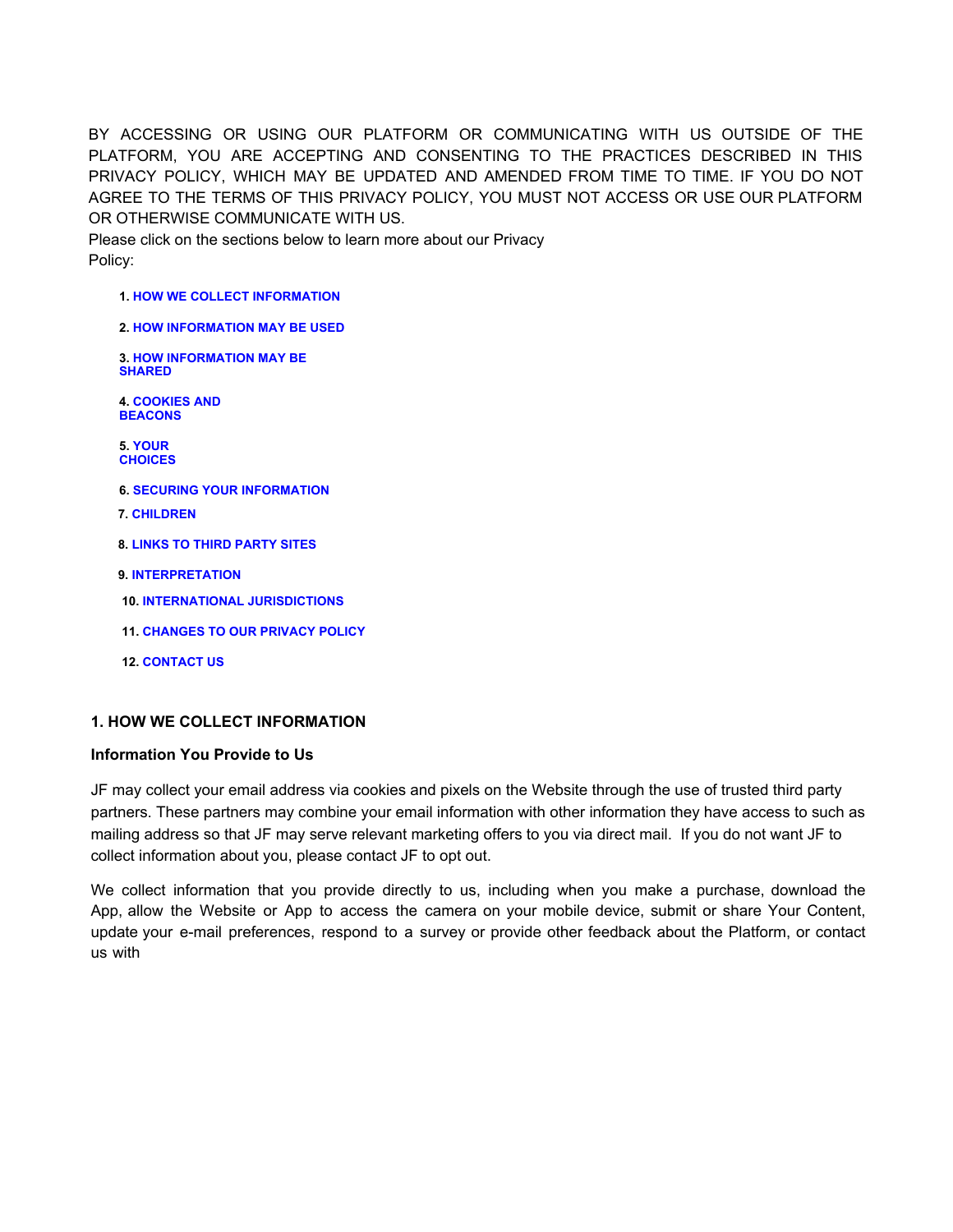BY ACCESSING OR USING OUR PLATFORM OR COMMUNICATING WITH US OUTSIDE OF THE PLATFORM, YOU ARE ACCEPTING AND CONSENTING TO THE PRACTICES DESCRIBED IN THIS PRIVACY POLICY, WHICH MAY BE UPDATED AND AMENDED FROM TIME TO TIME. IF YOU DO NOT AGREE TO THE TERMS OF THIS PRIVACY POLICY, YOU MUST NOT ACCESS OR USE OUR PLATFORM OR OTHERWISE COMMUNICATE WITH US.

Please click on the sections below to learn more about our Privacy Policy:

1. **HOW WE COLLECT INFORMATION**
2. **HOW INFORMATION MAY BE USED**
3. **HOW INFORMATION MAY BE SHARED**
4. **COOKIES AND BEACONS**
5. **YOUR CHOICES**
6. **SECURING YOUR INFORMATION**
7. **CHILDREN**
8. **LINKS TO THIRD PARTY SITES**
9. **INTERPRETATION**
10. **INTERNATIONAL JURISDICTIONS**
11. **CHANGES TO OUR PRIVACY POLICY**
12. **CONTACT US**

## 1. HOW WE COLLECT INFORMATION

### Information You Provide to Us

JF may collect your email address via cookies and pixels on the Website through the use of trusted third party partners. These partners may combine your email information with other information they have access to such as mailing address so that JF may serve relevant marketing offers to you via direct mail. If you do not want JF to collect information about you, please contact JF to opt out.

We collect information that you provide directly to us, including when you make a purchase, download the App, allow the Website or App to access the camera on your mobile device, submit or share Your Content, update your e-mail preferences, respond to a survey or provide other feedback about the Platform, or contact us with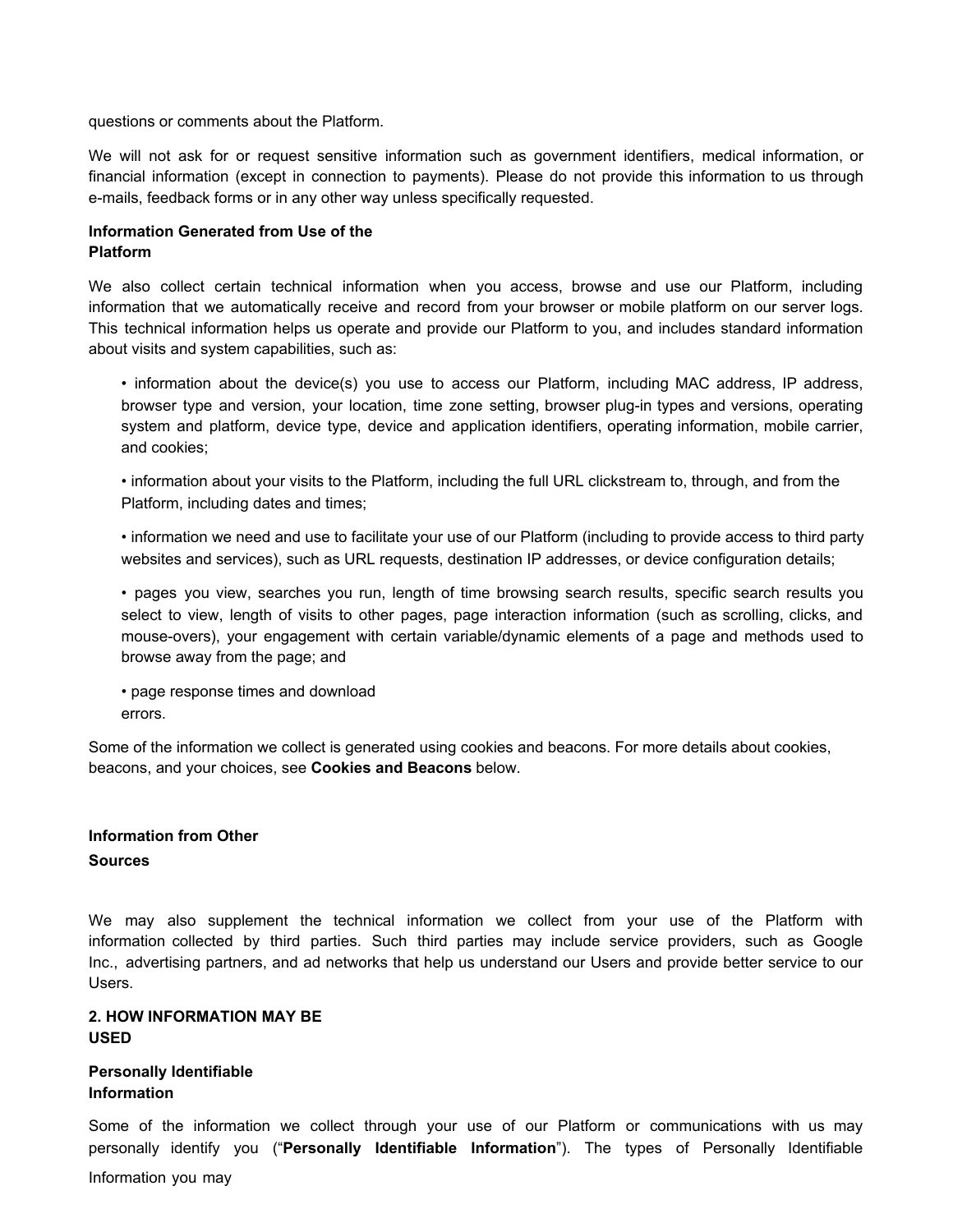questions or comments about the Platform.

We will not ask for or request sensitive information such as government identifiers, medical information, or financial information (except in connection to payments). Please do not provide this information to us through e-mails, feedback forms or in any other way unless specifically requested.

**Information Generated from Use of the Platform**

We also collect certain technical information when you access, browse and use our Platform, including information that we automatically receive and record from your browser or mobile platform on our server logs. This technical information helps us operate and provide our Platform to you, and includes standard information about visits and system capabilities, such as:

- information about the device(s) you use to access our Platform, including MAC address, IP address, browser type and version, your location, time zone setting, browser plug-in types and versions, operating system and platform, device type, device and application identifiers, operating information, mobile carrier, and cookies;
- information about your visits to the Platform, including the full URL clickstream to, through, and from the Platform, including dates and times;
- information we need and use to facilitate your use of our Platform (including to provide access to third party websites and services), such as URL requests, destination IP addresses, or device configuration details;
- pages you view, searches you run, length of time browsing search results, specific search results you select to view, length of visits to other pages, page interaction information (such as scrolling, clicks, and mouse-overs), your engagement with certain variable/dynamic elements of a page and methods used to browse away from the page; and
- page response times and download errors.

Some of the information we collect is generated using cookies and beacons. For more details about cookies, beacons, and your choices, see **Cookies and Beacons** below.

**Information from Other Sources**

We may also supplement the technical information we collect from your use of the Platform with information collected by third parties. Such third parties may include service providers, such as Google Inc., advertising partners, and ad networks that help us understand our Users and provide better service to our Users.

**2. HOW INFORMATION MAY BE USED**

**Personally Identifiable Information**

Some of the information we collect through your use of our Platform or communications with us may personally identify you ("**Personally Identifiable Information**"). The types of Personally Identifiable Information you may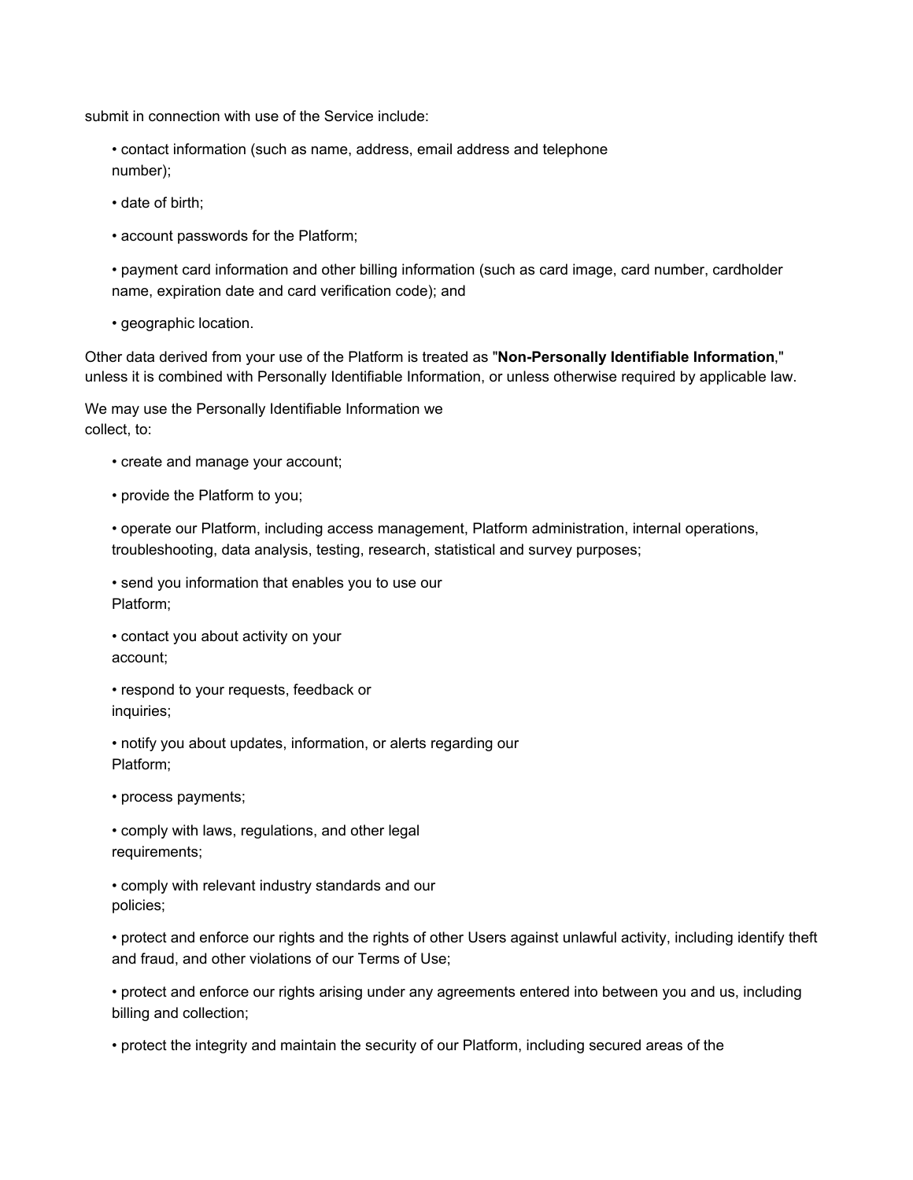submit in connection with use of the Service include:

- contact information (such as name, address, email address and telephone number);
- date of birth;
- account passwords for the Platform;
- payment card information and other billing information (such as card image, card number, cardholder name, expiration date and card verification code); and
- geographic location.

Other data derived from your use of the Platform is treated as "**Non-Personally Identifiable Information**," unless it is combined with Personally Identifiable Information, or unless otherwise required by applicable law.

We may use the Personally Identifiable Information we collect, to:

- create and manage your account;
- provide the Platform to you;
- operate our Platform, including access management, Platform administration, internal operations, troubleshooting, data analysis, testing, research, statistical and survey purposes;
- send you information that enables you to use our Platform;
- contact you about activity on your account;
- respond to your requests, feedback or inquiries;
- notify you about updates, information, or alerts regarding our Platform;
- process payments;
- comply with laws, regulations, and other legal requirements;
- comply with relevant industry standards and our policies;
- protect and enforce our rights and the rights of other Users against unlawful activity, including identify theft and fraud, and other violations of our Terms of Use;
- protect and enforce our rights arising under any agreements entered into between you and us, including billing and collection;
- protect the integrity and maintain the security of our Platform, including secured areas of the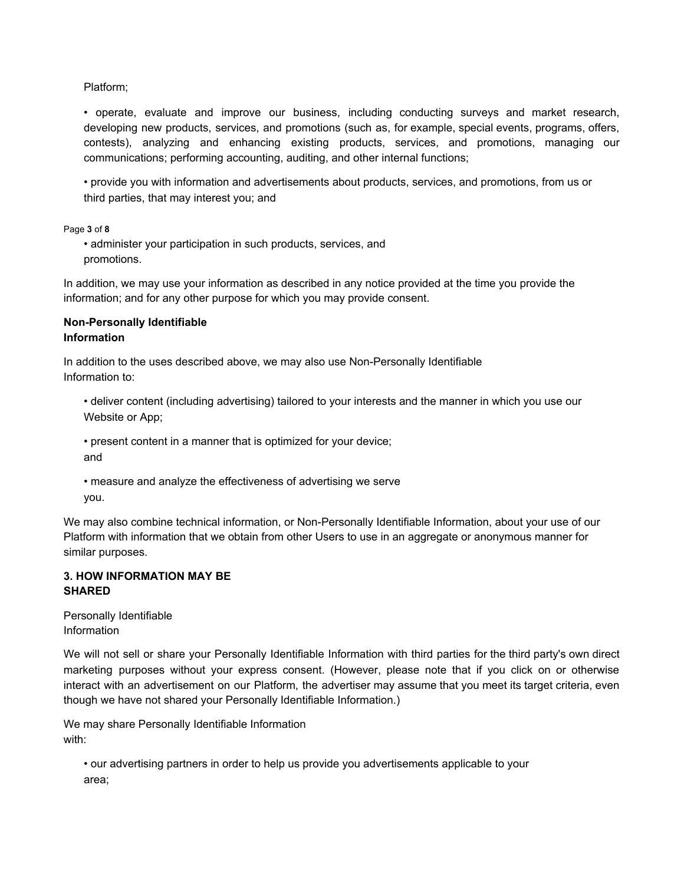Platform;

- operate, evaluate and improve our business, including conducting surveys and market research, developing new products, services, and promotions (such as, for example, special events, programs, offers, contests), analyzing and enhancing existing products, services, and promotions, managing our communications; performing accounting, auditing, and other internal functions;

- provide you with information and advertisements about products, services, and promotions, from us or third parties, that may interest you; and

- administer your participation in such products, services, and promotions.

In addition, we may use your information as described in any notice provided at the time you provide the information; and for any other purpose for which you may provide consent.

**Non-Personally Identifiable Information**

In addition to the uses described above, we may also use Non-Personally Identifiable Information to:

- deliver content (including advertising) tailored to your interests and the manner in which you use our Website or App;

- present content in a manner that is optimized for your device; and

- measure and analyze the effectiveness of advertising we serve you.

We may also combine technical information, or Non-Personally Identifiable Information, about your use of our Platform with information that we obtain from other Users to use in an aggregate or anonymous manner for similar purposes.

## 3. HOW INFORMATION MAY BE SHARED

Personally Identifiable Information

We will not sell or share your Personally Identifiable Information with third parties for the third party's own direct marketing purposes without your express consent. (However, please note that if you click on or otherwise interact with an advertisement on our Platform, the advertiser may assume that you meet its target criteria, even though we have not shared your Personally Identifiable Information.)

We may share Personally Identifiable Information with:

- our advertising partners in order to help us provide you advertisements applicable to your area;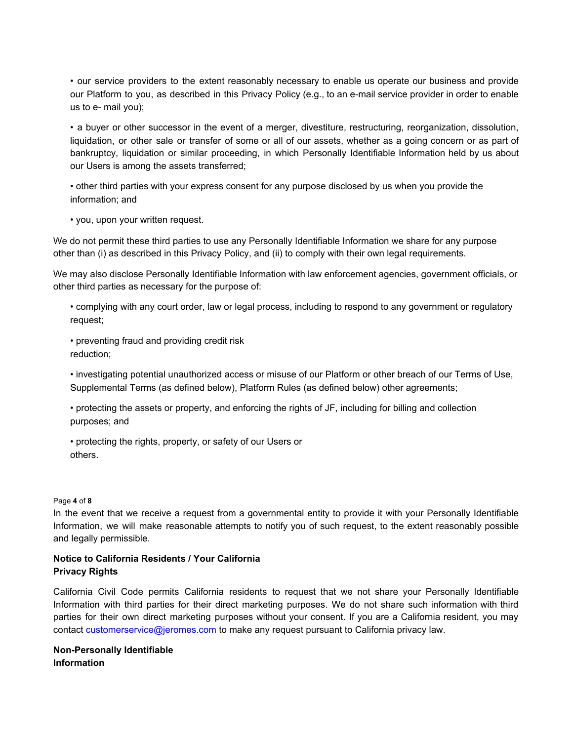- our service providers to the extent reasonably necessary to enable us operate our business and provide our Platform to you, as described in this Privacy Policy (e.g., to an e-mail service provider in order to enable us to e- mail you);
- a buyer or other successor in the event of a merger, divestiture, restructuring, reorganization, dissolution, liquidation, or other sale or transfer of some or all of our assets, whether as a going concern or as part of bankruptcy, liquidation or similar proceeding, in which Personally Identifiable Information held by us about our Users is among the assets transferred;
- other third parties with your express consent for any purpose disclosed by us when you provide the information; and
- you, upon your written request.

We do not permit these third parties to use any Personally Identifiable Information we share for any purpose other than (i) as described in this Privacy Policy, and (ii) to comply with their own legal requirements.

We may also disclose Personally Identifiable Information with law enforcement agencies, government officials, or other third parties as necessary for the purpose of:

- complying with any court order, law or legal process, including to respond to any government or regulatory request;
- preventing fraud and providing credit risk reduction;
- investigating potential unauthorized access or misuse of our Platform or other breach of our Terms of Use, Supplemental Terms (as defined below), Platform Rules (as defined below) other agreements;
- protecting the assets or property, and enforcing the rights of JF, including for billing and collection purposes; and
- protecting the rights, property, or safety of our Users or others.

In the event that we receive a request from a governmental entity to provide it with your Personally Identifiable Information, we will make reasonable attempts to notify you of such request, to the extent reasonably possible and legally permissible.

**Notice to California Residents / Your California Privacy Rights**

California Civil Code permits California residents to request that we not share your Personally Identifiable Information with third parties for their direct marketing purposes. We do not share such information with third parties for their own direct marketing purposes without your consent. If you are a California resident, you may contact customerservice@jeromes.com to make any request pursuant to California privacy law.

**Non-Personally Identifiable Information**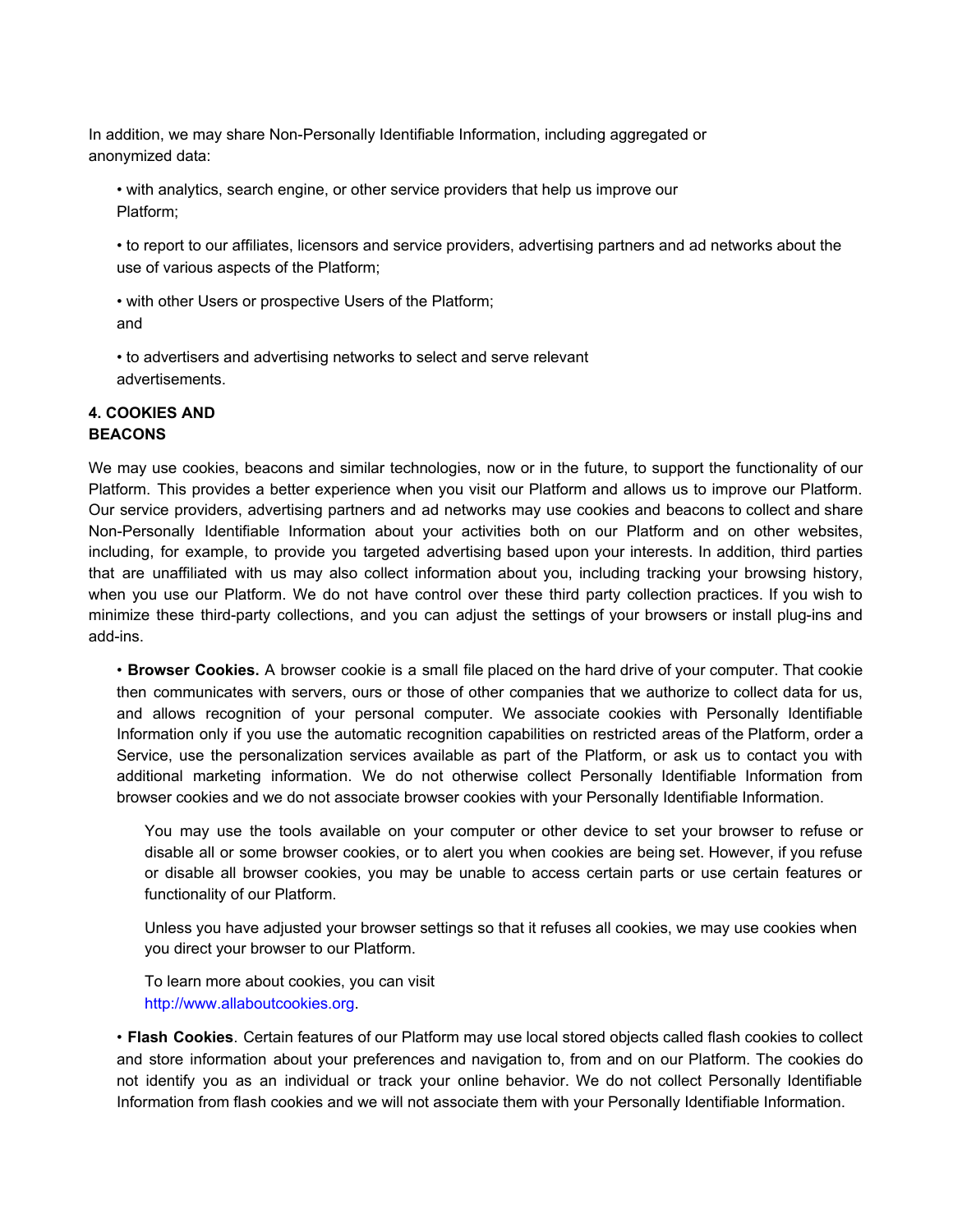In addition, we may share Non-Personally Identifiable Information, including aggregated or anonymized data:

- with analytics, search engine, or other service providers that help us improve our Platform;
- to report to our affiliates, licensors and service providers, advertising partners and ad networks about the use of various aspects of the Platform;
- with other Users or prospective Users of the Platform; and
- to advertisers and advertising networks to select and serve relevant advertisements.

**4. COOKIES AND BEACONS**

We may use cookies, beacons and similar technologies, now or in the future, to support the functionality of our Platform. This provides a better experience when you visit our Platform and allows us to improve our Platform. Our service providers, advertising partners and ad networks may use cookies and beacons to collect and share Non-Personally Identifiable Information about your activities both on our Platform and on other websites, including, for example, to provide you targeted advertising based upon your interests. In addition, third parties that are unaffiliated with us may also collect information about you, including tracking your browsing history, when you use our Platform. We do not have control over these third party collection practices. If you wish to minimize these third-party collections, and you can adjust the settings of your browsers or install plug-ins and add-ins.

- **Browser Cookies.** A browser cookie is a small file placed on the hard drive of your computer. That cookie then communicates with servers, ours or those of other companies that we authorize to collect data for us, and allows recognition of your personal computer. We associate cookies with Personally Identifiable Information only if you use the automatic recognition capabilities on restricted areas of the Platform, order a Service, use the personalization services available as part of the Platform, or ask us to contact you with additional marketing information. We do not otherwise collect Personally Identifiable Information from browser cookies and we do not associate browser cookies with your Personally Identifiable Information.

  You may use the tools available on your computer or other device to set your browser to refuse or disable all or some browser cookies, or to alert you when cookies are being set. However, if you refuse or disable all browser cookies, you may be unable to access certain parts or use certain features or functionality of our Platform.

  Unless you have adjusted your browser settings so that it refuses all cookies, we may use cookies when you direct your browser to our Platform.

  To learn more about cookies, you can visit http://www.allaboutcookies.org.

- **Flash Cookies**. Certain features of our Platform may use local stored objects called flash cookies to collect and store information about your preferences and navigation to, from and on our Platform. The cookies do not identify you as an individual or track your online behavior. We do not collect Personally Identifiable Information from flash cookies and we will not associate them with your Personally Identifiable Information.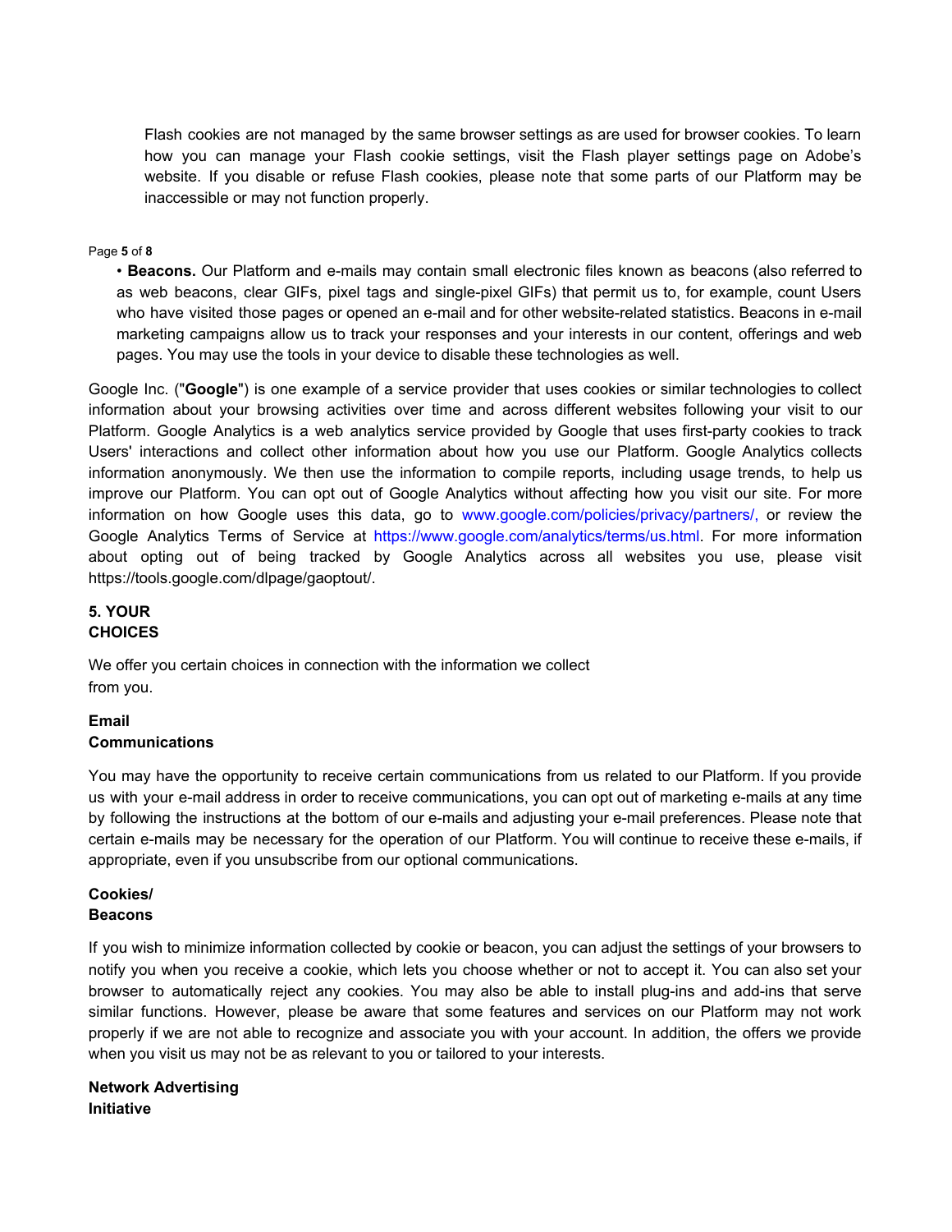Flash cookies are not managed by the same browser settings as are used for browser cookies. To learn how you can manage your Flash cookie settings, visit the Flash player settings page on Adobe's website. If you disable or refuse Flash cookies, please note that some parts of our Platform may be inaccessible or may not function properly.

- **Beacons.** Our Platform and e-mails may contain small electronic files known as beacons (also referred to as web beacons, clear GIFs, pixel tags and single-pixel GIFs) that permit us to, for example, count Users who have visited those pages or opened an e-mail and for other website-related statistics. Beacons in e-mail marketing campaigns allow us to track your responses and your interests in our content, offerings and web pages. You may use the tools in your device to disable these technologies as well.

Google Inc. ("**Google**") is one example of a service provider that uses cookies or similar technologies to collect information about your browsing activities over time and across different websites following your visit to our Platform. Google Analytics is a web analytics service provided by Google that uses first-party cookies to track Users' interactions and collect other information about how you use our Platform. Google Analytics collects information anonymously. We then use the information to compile reports, including usage trends, to help us improve our Platform. You can opt out of Google Analytics without affecting how you visit our site. For more information on how Google uses this data, go to www.google.com/policies/privacy/partners/, or review the Google Analytics Terms of Service at https://www.google.com/analytics/terms/us.html. For more information about opting out of being tracked by Google Analytics across all websites you use, please visit https://tools.google.com/dlpage/gaoptout/.

## 5. YOUR CHOICES

We offer you certain choices in connection with the information we collect from you.

### Email Communications

You may have the opportunity to receive certain communications from us related to our Platform. If you provide us with your e-mail address in order to receive communications, you can opt out of marketing e-mails at any time by following the instructions at the bottom of our e-mails and adjusting your e-mail preferences. Please note that certain e-mails may be necessary for the operation of our Platform. You will continue to receive these e-mails, if appropriate, even if you unsubscribe from our optional communications.

### Cookies/ Beacons

If you wish to minimize information collected by cookie or beacon, you can adjust the settings of your browsers to notify you when you receive a cookie, which lets you choose whether or not to accept it. You can also set your browser to automatically reject any cookies. You may also be able to install plug-ins and add-ins that serve similar functions. However, please be aware that some features and services on our Platform may not work properly if we are not able to recognize and associate you with your account. In addition, the offers we provide when you visit us may not be as relevant to you or tailored to your interests.

### Network Advertising Initiative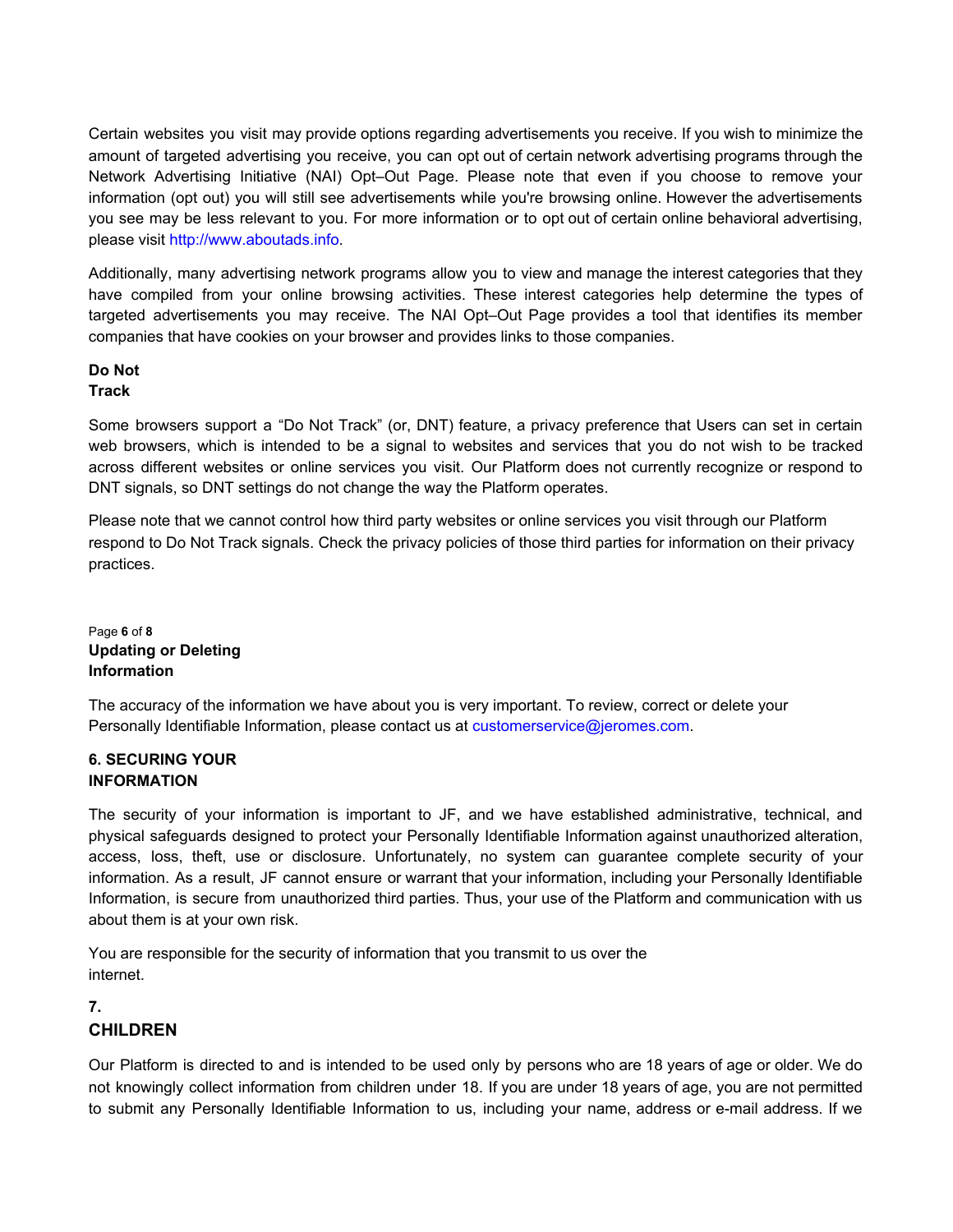Certain websites you visit may provide options regarding advertisements you receive. If you wish to minimize the amount of targeted advertising you receive, you can opt out of certain network advertising programs through the Network Advertising Initiative (NAI) Opt–Out Page. Please note that even if you choose to remove your information (opt out) you will still see advertisements while you're browsing online. However the advertisements you see may be less relevant to you. For more information or to opt out of certain online behavioral advertising, please visit http://www.aboutads.info.

Additionally, many advertising network programs allow you to view and manage the interest categories that they have compiled from your online browsing activities. These interest categories help determine the types of targeted advertisements you may receive. The NAI Opt–Out Page provides a tool that identifies its member companies that have cookies on your browser and provides links to those companies.

**Do Not Track**

Some browsers support a "Do Not Track" (or, DNT) feature, a privacy preference that Users can set in certain web browsers, which is intended to be a signal to websites and services that you do not wish to be tracked across different websites or online services you visit. Our Platform does not currently recognize or respond to DNT signals, so DNT settings do not change the way the Platform operates.

Please note that we cannot control how third party websites or online services you visit through our Platform respond to Do Not Track signals. Check the privacy policies of those third parties for information on their privacy practices.

**Updating or Deleting Information**

The accuracy of the information we have about you is very important. To review, correct or delete your Personally Identifiable Information, please contact us at customerservice@jeromes.com.

## 6. SECURING YOUR INFORMATION

The security of your information is important to JF, and we have established administrative, technical, and physical safeguards designed to protect your Personally Identifiable Information against unauthorized alteration, access, loss, theft, use or disclosure. Unfortunately, no system can guarantee complete security of your information. As a result, JF cannot ensure or warrant that your information, including your Personally Identifiable Information, is secure from unauthorized third parties. Thus, your use of the Platform and communication with us about them is at your own risk.

You are responsible for the security of information that you transmit to us over the internet.

## 7. CHILDREN

Our Platform is directed to and is intended to be used only by persons who are 18 years of age or older. We do not knowingly collect information from children under 18. If you are under 18 years of age, you are not permitted to submit any Personally Identifiable Information to us, including your name, address or e-mail address. If we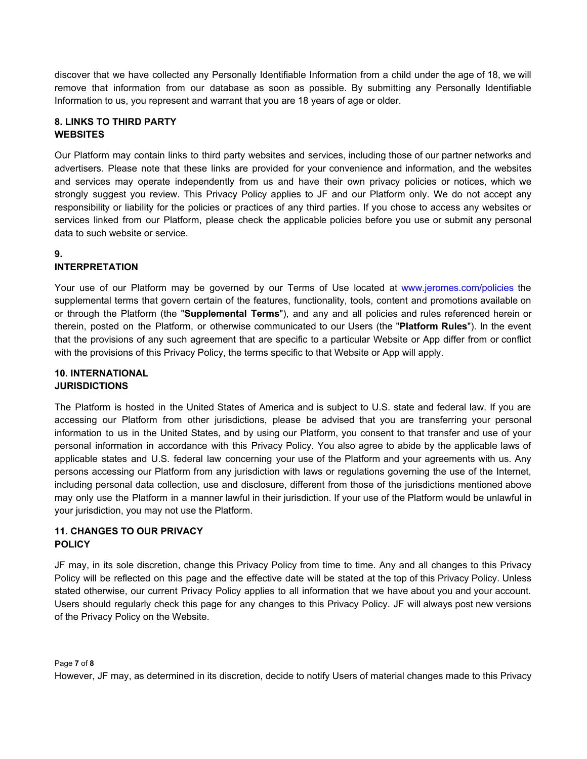discover that we have collected any Personally Identifiable Information from a child under the age of 18, we will remove that information from our database as soon as possible. By submitting any Personally Identifiable Information to us, you represent and warrant that you are 18 years of age or older.

## 8. LINKS TO THIRD PARTY WEBSITES

Our Platform may contain links to third party websites and services, including those of our partner networks and advertisers. Please note that these links are provided for your convenience and information, and the websites and services may operate independently from us and have their own privacy policies or notices, which we strongly suggest you review. This Privacy Policy applies to JF and our Platform only. We do not accept any responsibility or liability for the policies or practices of any third parties. If you chose to access any websites or services linked from our Platform, please check the applicable policies before you use or submit any personal data to such website or service.

## 9. INTERPRETATION

Your use of our Platform may be governed by our Terms of Use located at www.jeromes.com/policies the supplemental terms that govern certain of the features, functionality, tools, content and promotions available on or through the Platform (the "**Supplemental Terms**"), and any and all policies and rules referenced herein or therein, posted on the Platform, or otherwise communicated to our Users (the "**Platform Rules**"). In the event that the provisions of any such agreement that are specific to a particular Website or App differ from or conflict with the provisions of this Privacy Policy, the terms specific to that Website or App will apply.

## 10. INTERNATIONAL JURISDICTIONS

The Platform is hosted in the United States of America and is subject to U.S. state and federal law. If you are accessing our Platform from other jurisdictions, please be advised that you are transferring your personal information to us in the United States, and by using our Platform, you consent to that transfer and use of your personal information in accordance with this Privacy Policy. You also agree to abide by the applicable laws of applicable states and U.S. federal law concerning your use of the Platform and your agreements with us. Any persons accessing our Platform from any jurisdiction with laws or regulations governing the use of the Internet, including personal data collection, use and disclosure, different from those of the jurisdictions mentioned above may only use the Platform in a manner lawful in their jurisdiction. If your use of the Platform would be unlawful in your jurisdiction, you may not use the Platform.

## 11. CHANGES TO OUR PRIVACY POLICY

JF may, in its sole discretion, change this Privacy Policy from time to time. Any and all changes to this Privacy Policy will be reflected on this page and the effective date will be stated at the top of this Privacy Policy. Unless stated otherwise, our current Privacy Policy applies to all information that we have about you and your account. Users should regularly check this page for any changes to this Privacy Policy. JF will always post new versions of the Privacy Policy on the Website.

However, JF may, as determined in its discretion, decide to notify Users of material changes made to this Privacy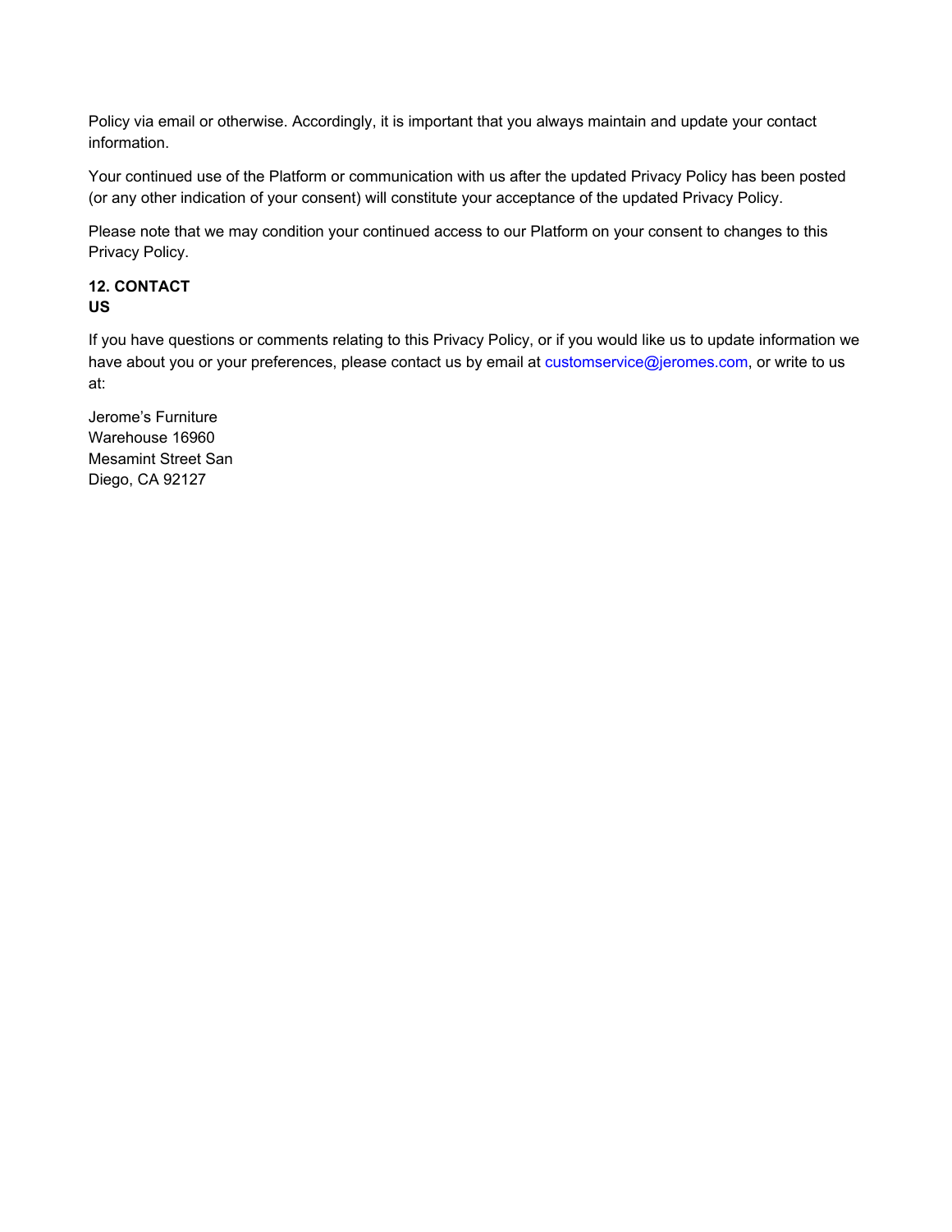Policy via email or otherwise. Accordingly, it is important that you always maintain and update your contact information.

Your continued use of the Platform or communication with us after the updated Privacy Policy has been posted (or any other indication of your consent) will constitute your acceptance of the updated Privacy Policy.

Please note that we may condition your continued access to our Platform on your consent to changes to this Privacy Policy.

## 12. CONTACT US

If you have questions or comments relating to this Privacy Policy, or if you would like us to update information we have about you or your preferences, please contact us by email at customservice@jeromes.com, or write to us at:

Jerome's Furniture
Warehouse 16960
Mesamint Street San
Diego, CA 92127